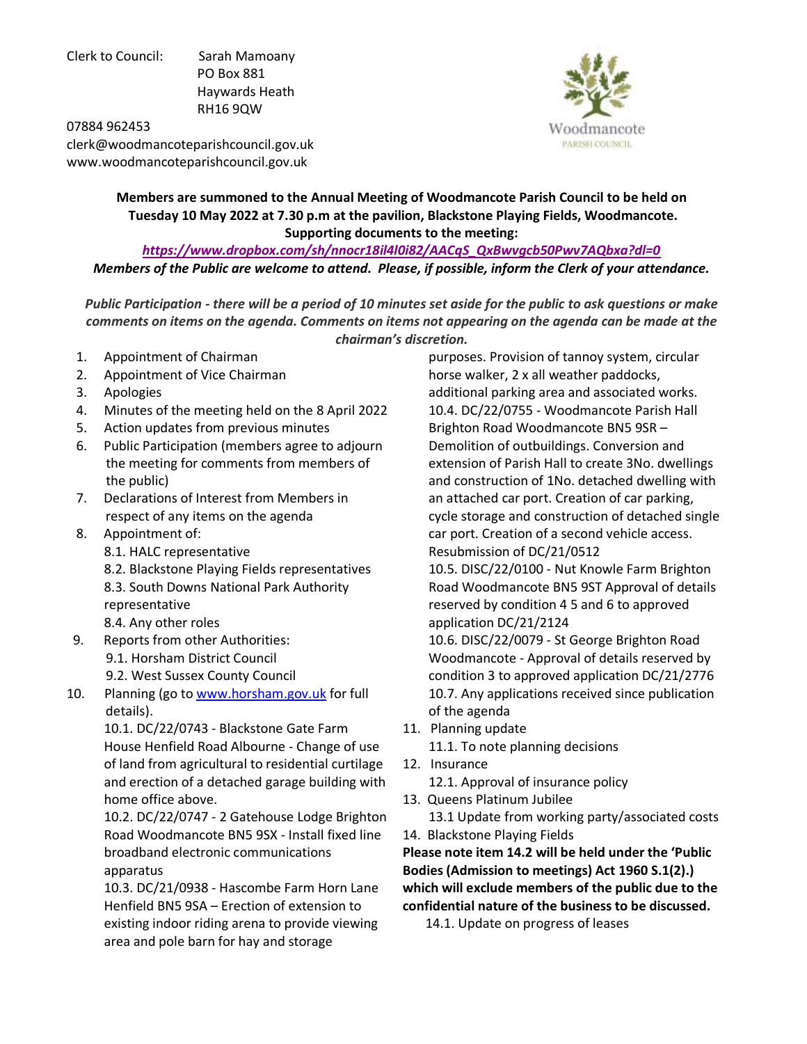Clerk to Council: Sarah Mamoany
PO Box 881
Haywards Heath
RH16 9QW

07884 962453
clerk@woodmancoteparishcouncil.gov.uk
www.woodmancoteparishcouncil.gov.uk

Woodmancote PARISH COUNCIL

**Members are summoned to the Annual Meeting of Woodmancote Parish Council to be held on Tuesday 10 May 2022 at 7.30 p.m at the pavilion, Blackstone Playing Fields, Woodmancote.**
**Supporting documents to the meeting:**
***https://www.dropbox.com/sh/nnocr18il4l0i82/AACqS_QxBwvgcb50Pwv7AQbxa?dl=0***
***Members of the Public are welcome to attend. Please, if possible, inform the Clerk of your attendance.***

***Public Participation - there will be a period of 10 minutes set aside for the public to ask questions or make comments on items on the agenda. Comments on items not appearing on the agenda can be made at the chairman's discretion.***

1. Appointment of Chairman
2. Appointment of Vice Chairman
3. Apologies
4. Minutes of the meeting held on the 8 April 2022
5. Action updates from previous minutes
6. Public Participation (members agree to adjourn the meeting for comments from members of the public)
7. Declarations of Interest from Members in respect of any items on the agenda
8. Appointment of:
   8.1. HALC representative
   8.2. Blackstone Playing Fields representatives
   8.3. South Downs National Park Authority representative
   8.4. Any other roles
9. Reports from other Authorities:
   9.1. Horsham District Council
   9.2. West Sussex County Council
10. Planning (go to www.horsham.gov.uk for full details).
    10.1. DC/22/0743 - Blackstone Gate Farm House Henfield Road Albourne - Change of use of land from agricultural to residential curtilage and erection of a detached garage building with home office above.
    10.2. DC/22/0747 - 2 Gatehouse Lodge Brighton Road Woodmancote BN5 9SX - Install fixed line broadband electronic communications apparatus
    10.3. DC/21/0938 - Hascombe Farm Horn Lane Henfield BN5 9SA – Erection of extension to existing indoor riding arena to provide viewing area and pole barn for hay and storage purposes. Provision of tannoy system, circular horse walker, 2 x all weather paddocks, additional parking area and associated works.
    10.4. DC/22/0755 - Woodmancote Parish Hall Brighton Road Woodmancote BN5 9SR – Demolition of outbuildings. Conversion and extension of Parish Hall to create 3No. dwellings and construction of 1No. detached dwelling with an attached car port. Creation of car parking, cycle storage and construction of detached single car port. Creation of a second vehicle access. Resubmission of DC/21/0512
    10.5. DISC/22/0100 - Nut Knowle Farm Brighton Road Woodmancote BN5 9ST Approval of details reserved by condition 4 5 and 6 to approved application DC/21/2124
    10.6. DISC/22/0079 - St George Brighton Road Woodmancote - Approval of details reserved by condition 3 to approved application DC/21/2776
    10.7. Any applications received since publication of the agenda
11. Planning update
    11.1. To note planning decisions
12. Insurance
    12.1. Approval of insurance policy
13. Queens Platinum Jubilee
    13.1 Update from working party/associated costs
14. Blackstone Playing Fields

**Please note item 14.2 will be held under the 'Public Bodies (Admission to meetings) Act 1960 S.1(2).) which will exclude members of the public due to the confidential nature of the business to be discussed.**

   14.1. Update on progress of leases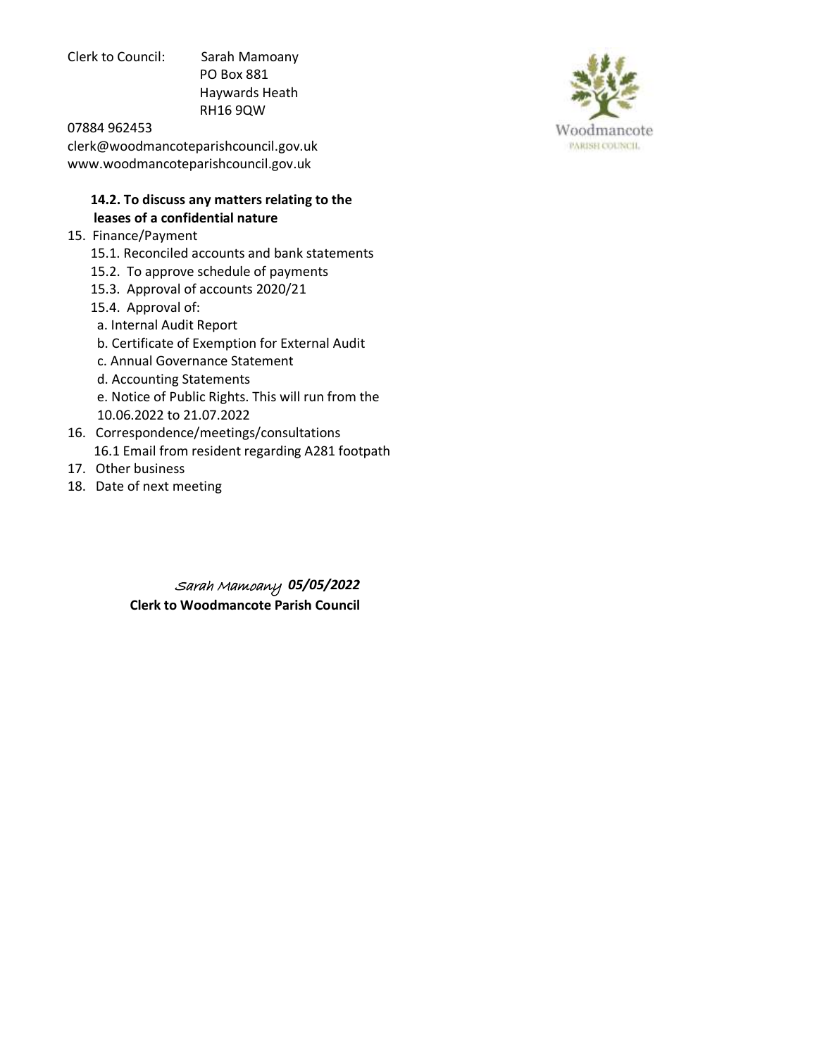Clerk to Council: Sarah Mamoany
PO Box 881
Haywards Heath
RH16 9QW

07884 962453
clerk@woodmancoteparishcouncil.gov.uk
www.woodmancoteparishcouncil.gov.uk

Woodmancote
PARISH COUNCIL

**14.2. To discuss any matters relating to the leases of a confidential nature**

15. Finance/Payment
    - 15.1. Reconciled accounts and bank statements
    - 15.2. To approve schedule of payments
    - 15.3. Approval of accounts 2020/21
    - 15.4. Approval of:
        - a. Internal Audit Report
        - b. Certificate of Exemption for External Audit
        - c. Annual Governance Statement
        - d. Accounting Statements
        - e. Notice of Public Rights. This will run from the 10.06.2022 to 21.07.2022
16. Correspondence/meetings/consultations
    - 16.1 Email from resident regarding A281 footpath
17. Other business
18. Date of next meeting

Sarah Mamoany ***05/05/2022***
**Clerk to Woodmancote Parish Council**